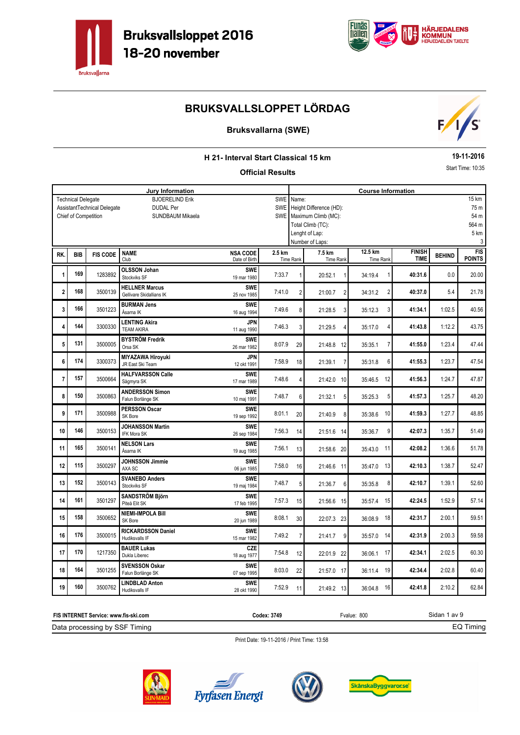# Bruksvallsloppet 2016
## 18-20 november

# BRUKSVALLSLOPPET LÖRDAG

## Bruksvallarna (SWE)

### H 21- Interval Start Classical 15 km

**19-11-2016**

### Official Results

Start Time: 10:35

| Jury Information | | | Course Information | |
|---|---|---|---|---|
| Technical Delegate | BJOERELIND Erik | SWE | Name: | 15 km |
| AssistantTechnical Delegate | DUDAL Per | SWE | Height Difference (HD): | 75 m |
| Chief of Competition | SUNDBAUM Mikaela | SWE | Maximum Climb (MC): | 54 m |
| | | | Total Climb (TC): | 564 m |
| | | | Lenght of Lap: | 5 km |
| | | | Number of Laps: | 3 |

| RK. | BIB | FIS CODE | NAME / Club | NSA CODE / Date of Birth | 2.5 km Time | Rank | 7.5 km Time | Rank | 12.5 km Time | Rank | FINISH TIME | BEHIND | FIS POINTS |
|---|---|---|---|---|---|---|---|---|---|---|---|---|---|
| 1 | 169 | 1283892 | OLSSON Johan / Stockviks SF | SWE / 19 mar 1980 | 7:33.7 | 1 | 20:52.1 | 1 | 34:19.4 | 1 | 40:31.6 | 0.0 | 20.00 |
| 2 | 168 | 3500139 | HELLNER Marcus / Gellivare Skidallians IK | SWE / 25 nov 1985 | 7:41.0 | 2 | 21:00.7 | 2 | 34:31.2 | 2 | 40:37.0 | 5.4 | 21.78 |
| 3 | 166 | 3501223 | BURMAN Jens / Åsarna IK | SWE / 16 aug 1994 | 7:49.6 | 8 | 21:28.5 | 3 | 35:12.3 | 3 | 41:34.1 | 1:02.5 | 40.56 |
| 4 | 144 | 3300330 | LENTING Akira / TEAM AKIRA | JPN / 11 aug 1990 | 7:46.3 | 3 | 21:29.5 | 4 | 35:17.0 | 4 | 41:43.8 | 1:12.2 | 43.75 |
| 5 | 131 | 3500005 | BYSTRÖM Fredrik / Orsa SK | SWE / 26 mar 1982 | 8:07.9 | 29 | 21:48.8 | 12 | 35:35.1 | 7 | 41:55.0 | 1:23.4 | 47.44 |
| 6 | 174 | 3300373 | MIYAZAWA Hiroyuki / JR East Ski Team | JPN / 12 okt 1991 | 7:58.9 | 18 | 21:39.1 | 7 | 35:31.8 | 6 | 41:55.3 | 1:23.7 | 47.54 |
| 7 | 157 | 3500664 | HALFVARSSON Calle / Sågmyra SK | SWE / 17 mar 1989 | 7:48.6 | 4 | 21:42.0 | 10 | 35:46.5 | 12 | 41:56.3 | 1:24.7 | 47.87 |
| 8 | 150 | 3500863 | ANDERSSON Simon / Falun Borlänge SK | SWE / 10 maj 1991 | 7:48.7 | 6 | 21:32.1 | 5 | 35:25.3 | 5 | 41:57.3 | 1:25.7 | 48.20 |
| 9 | 171 | 3500988 | PERSSON Oscar / SK Bore | SWE / 19 sep 1992 | 8:01.1 | 20 | 21:40.9 | 8 | 35:38.6 | 10 | 41:59.3 | 1:27.7 | 48.85 |
| 10 | 146 | 3500153 | JOHANSSON Martin / IFK Mora SK | SWE / 26 sep 1984 | 7:56.3 | 14 | 21:51.6 | 14 | 35:36.7 | 9 | 42:07.3 | 1:35.7 | 51.49 |
| 11 | 165 | 3500141 | NELSON Lars / Åsarna IK | SWE / 19 aug 1985 | 7:56.1 | 13 | 21:58.6 | 20 | 35:43.0 | 11 | 42:08.2 | 1:36.6 | 51.78 |
| 12 | 115 | 3500297 | JOHNSSON Jimmie / AXA SC | SWE / 06 jun 1985 | 7:58.0 | 16 | 21:46.6 | 11 | 35:47.0 | 13 | 42:10.3 | 1:38.7 | 52.47 |
| 13 | 152 | 3500143 | SVANEBO Anders / Stockviks SF | SWE / 19 maj 1984 | 7:48.7 | 5 | 21:36.7 | 6 | 35:35.8 | 8 | 42:10.7 | 1:39.1 | 52.60 |
| 14 | 161 | 3501297 | SANDSTRÖM Björn / Piteå Elit SK | SWE / 17 feb 1995 | 7:57.3 | 15 | 21:56.6 | 15 | 35:57.4 | 15 | 42:24.5 | 1:52.9 | 57.14 |
| 15 | 158 | 3500652 | NIEMI-IMPOLA Bill / SK Bore | SWE / 20 jun 1989 | 8:08.1 | 30 | 22:07.3 | 23 | 36:08.9 | 18 | 42:31.7 | 2:00.1 | 59.51 |
| 16 | 176 | 3500015 | RICKARDSSON Daniel / Hudiksvalls IF | SWE / 15 mar 1982 | 7:49.2 | 7 | 21:41.7 | 9 | 35:57.0 | 14 | 42:31.9 | 2:00.3 | 59.58 |
| 17 | 170 | 1217350 | BAUER Lukas / Dukla Liberec | CZE / 18 aug 1977 | 7:54.8 | 12 | 22:01.9 | 22 | 36:06.1 | 17 | 42:34.1 | 2:02.5 | 60.30 |
| 18 | 164 | 3501255 | SVENSSON Oskar / Falun Borlänge SK | SWE / 07 sep 1995 | 8:03.0 | 22 | 21:57.0 | 17 | 36:11.4 | 19 | 42:34.4 | 2:02.8 | 60.40 |
| 19 | 160 | 3500762 | LINDBLAD Anton / Hudiksvalls IF | SWE / 28 okt 1990 | 7:52.9 | 11 | 21:49.2 | 13 | 36:04.8 | 16 | 42:41.8 | 2:10.2 | 62.84 |

FIS INTERNET Service: www.fis-ski.com — Codex: 3749 — Fvalue: 800

Data processing by SSF Timing — EQ Timing

Print Date: 19-11-2016 / Print Time: 13:58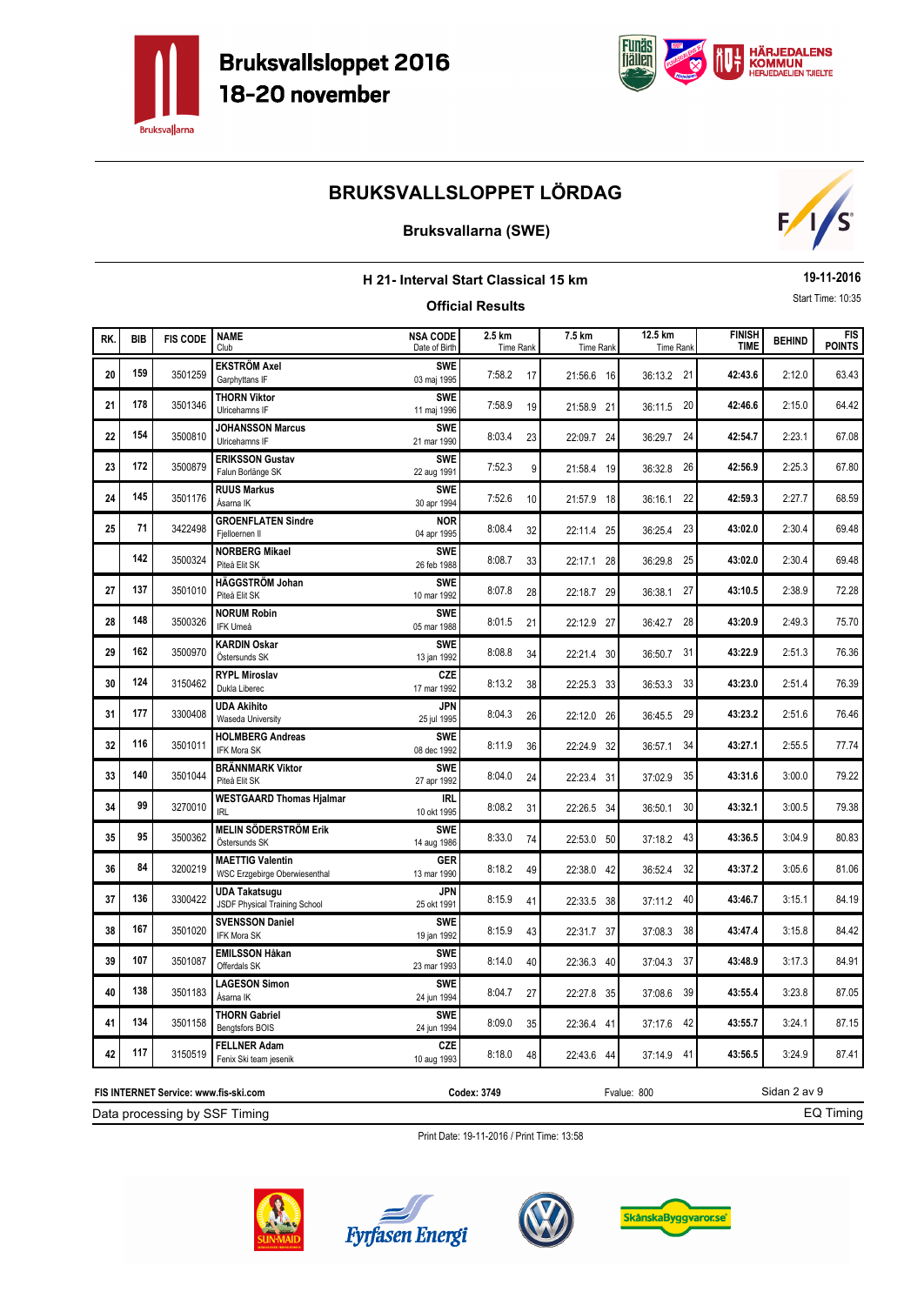# Bruksvallsloppet 2016
## 18-20 november

## BRUKSVALLSLOPPET LÖRDAG

### Bruksvallarna (SWE)

**H 21- Interval Start Classical 15 km** — 19-11-2016

**Official Results** — Start Time: 10:35

| RK. | BIB | FIS CODE | NAME / Club | NSA CODE / Date of Birth | 2.5 km Time | Rank | 7.5 km Time | Rank | 12.5 km Time | Rank | FINISH TIME | BEHIND | FIS POINTS |
|---|---|---|---|---|---|---|---|---|---|---|---|---|---|
| 20 | 159 | 3501259 | **EKSTRÖM Axel** Garphyttans IF | **SWE** 03 maj 1995 | 7:58.2 | 17 | 21:56.6 | 16 | 36:13.2 | 21 | **42:43.6** | 2:12.0 | 63.43 |
| 21 | 178 | 3501346 | **THORN Viktor** Ulricehamns IF | **SWE** 11 maj 1996 | 7:58.9 | 19 | 21:58.9 | 21 | 36:11.5 | 20 | **42:46.6** | 2:15.0 | 64.42 |
| 22 | 154 | 3500810 | **JOHANSSON Marcus** Ulricehamns IF | **SWE** 21 mar 1990 | 8:03.4 | 23 | 22:09.7 | 24 | 36:29.7 | 24 | **42:54.7** | 2:23.1 | 67.08 |
| 23 | 172 | 3500879 | **ERIKSSON Gustav** Falun Borlänge SK | **SWE** 22 aug 1991 | 7:52.3 | 9 | 21:58.4 | 19 | 36:32.8 | 26 | **42:56.9** | 2:25.3 | 67.80 |
| 24 | 145 | 3501176 | **RUUS Markus** Åsarna IK | **SWE** 30 apr 1994 | 7:52.6 | 10 | 21:57.9 | 18 | 36:16.1 | 22 | **42:59.3** | 2:27.7 | 68.59 |
| 25 | 71 | 3422498 | **GROENFLATEN Sindre** Fjelloernen Il | **NOR** 04 apr 1995 | 8:08.4 | 32 | 22:11.4 | 25 | 36:25.4 | 23 | **43:02.0** | 2:30.4 | 69.48 |
| | 142 | 3500324 | **NORBERG Mikael** Piteå Elit SK | **SWE** 26 feb 1988 | 8:08.7 | 33 | 22:17.1 | 28 | 36:29.8 | 25 | **43:02.0** | 2:30.4 | 69.48 |
| 27 | 137 | 3501010 | **HÄGGSTRÖM Johan** Piteå Elit SK | **SWE** 10 mar 1992 | 8:07.8 | 28 | 22:18.7 | 29 | 36:38.1 | 27 | **43:10.5** | 2:38.9 | 72.28 |
| 28 | 148 | 3500326 | **NORUM Robin** IFK Umeå | **SWE** 05 mar 1988 | 8:01.5 | 21 | 22:12.9 | 27 | 36:42.7 | 28 | **43:20.9** | 2:49.3 | 75.70 |
| 29 | 162 | 3500970 | **KARDIN Oskar** Östersunds SK | **SWE** 13 jan 1992 | 8:08.8 | 34 | 22:21.4 | 30 | 36:50.7 | 31 | **43:22.9** | 2:51.3 | 76.36 |
| 30 | 124 | 3150462 | **RYPL Miroslav** Dukla Liberec | **CZE** 17 mar 1992 | 8:13.2 | 38 | 22:25.3 | 33 | 36:53.3 | 33 | **43:23.0** | 2:51.4 | 76.39 |
| 31 | 177 | 3300408 | **UDA Akihito** Waseda University | **JPN** 25 jul 1995 | 8:04.3 | 26 | 22:12.0 | 26 | 36:45.5 | 29 | **43:23.2** | 2:51.6 | 76.46 |
| 32 | 116 | 3501011 | **HOLMBERG Andreas** IFK Mora SK | **SWE** 08 dec 1992 | 8:11.9 | 36 | 22:24.9 | 32 | 36:57.1 | 34 | **43:27.1** | 2:55.5 | 77.74 |
| 33 | 140 | 3501044 | **BRÄNNMARK Viktor** Piteå Elit SK | **SWE** 27 apr 1992 | 8:04.0 | 24 | 22:23.4 | 31 | 37:02.9 | 35 | **43:31.6** | 3:00.0 | 79.22 |
| 34 | 99 | 3270010 | **WESTGAARD Thomas Hjalmar** IRL | **IRL** 10 okt 1995 | 8:08.2 | 31 | 22:26.5 | 34 | 36:50.1 | 30 | **43:32.1** | 3:00.5 | 79.38 |
| 35 | 95 | 3500362 | **MELIN SÖDERSTRÖM Erik** Östersunds SK | **SWE** 14 aug 1986 | 8:33.0 | 74 | 22:53.0 | 50 | 37:18.2 | 43 | **43:36.5** | 3:04.9 | 80.83 |
| 36 | 84 | 3200219 | **MAETTIG Valentin** WSC Erzgebirge Oberwiesenthal | **GER** 13 mar 1990 | 8:18.2 | 49 | 22:38.0 | 42 | 36:52.4 | 32 | **43:37.2** | 3:05.6 | 81.06 |
| 37 | 136 | 3300422 | **UDA Takatsugu** JSDF Physical Training School | **JPN** 25 okt 1991 | 8:15.9 | 41 | 22:33.5 | 38 | 37:11.2 | 40 | **43:46.7** | 3:15.1 | 84.19 |
| 38 | 167 | 3501020 | **SVENSSON Daniel** IFK Mora SK | **SWE** 19 jan 1992 | 8:15.9 | 43 | 22:31.7 | 37 | 37:08.3 | 38 | **43:47.4** | 3:15.8 | 84.42 |
| 39 | 107 | 3501087 | **EMILSSON Håkan** Offerdals SK | **SWE** 23 mar 1993 | 8:14.0 | 40 | 22:36.3 | 40 | 37:04.3 | 37 | **43:48.9** | 3:17.3 | 84.91 |
| 40 | 138 | 3501183 | **LAGESON Simon** Åsarna IK | **SWE** 24 jun 1994 | 8:04.7 | 27 | 22:27.8 | 35 | 37:08.6 | 39 | **43:55.4** | 3:23.8 | 87.05 |
| 41 | 134 | 3501158 | **THORN Gabriel** Bengtsfors BOIS | **SWE** 24 jun 1994 | 8:09.0 | 35 | 22:36.4 | 41 | 37:17.6 | 42 | **43:55.7** | 3:24.1 | 87.15 |
| 42 | 117 | 3150519 | **FELLNER Adam** Fenix Ski team jesenik | **CZE** 10 aug 1993 | 8:18.0 | 48 | 22:43.6 | 44 | 37:14.9 | 41 | **43:56.5** | 3:24.9 | 87.41 |

FIS INTERNET Service: www.fis-ski.com — Codex: 3749 — Fvalue: 800

Data processing by SSF Timing — EQ Timing

Print Date: 19-11-2016 / Print Time: 13:58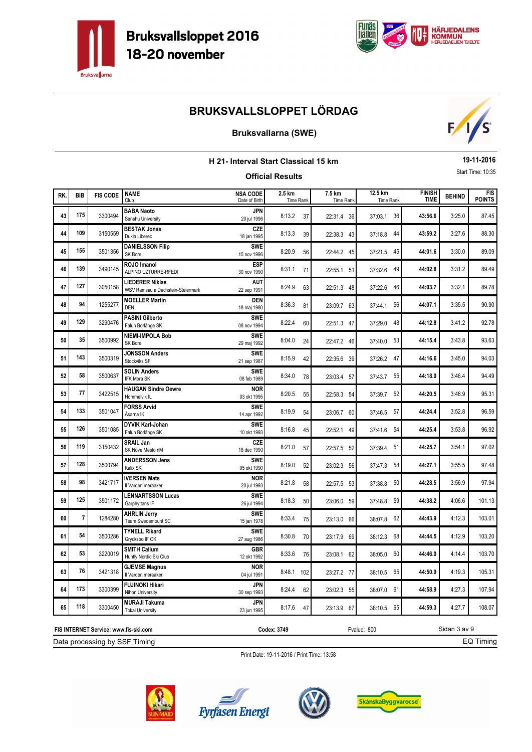# Bruksvallsloppet 2016
## 18-20 november

## BRUKSVALLSLOPPET LÖRDAG

### Bruksvallarna (SWE)

### H 21- Interval Start Classical 15 km

**Official Results**

19-11-2016

Start Time: 10:35

| RK. | BIB | FIS CODE | NAME / Club | NSA CODE / Date of Birth | 2.5 km Time | Rank | 7.5 km Time | Rank | 12.5 km Time | Rank | FINISH TIME | BEHIND | FIS POINTS |
|---|---|---|---|---|---|---|---|---|---|---|---|---|---|
| 43 | 175 | 3300494 | **BABA Naoto** Senshu University | **JPN** 20 jul 1996 | 8:13.2 | 37 | 22:31.4 | 36 | 37:03.1 | 36 | **43:56.6** | 3:25.0 | 87.45 |
| 44 | 109 | 3150559 | **BESTAK Jonas** Dukla Liberec | **CZE** 18 jan 1995 | 8:13.3 | 39 | 22:38.3 | 43 | 37:18.8 | 44 | **43:59.2** | 3:27.6 | 88.30 |
| 45 | 155 | 3501356 | **DANIELSSON Filip** SK Bore | **SWE** 15 nov 1996 | 8:20.9 | 56 | 22:44.2 | 45 | 37:21.5 | 45 | **44:01.6** | 3:30.0 | 89.09 |
| 46 | 139 | 3490145 | **ROJO Imanol** ALPINO UZTURRE-RFEDI | **ESP** 30 nov 1990 | 8:31.1 | 71 | 22:55.1 | 51 | 37:32.6 | 49 | **44:02.8** | 3:31.2 | 89.49 |
| 47 | 127 | 3050158 | **LIEDERER Niklas** WSV Ramsau a Dachstein-Steiermark | **AUT** 22 sep 1991 | 8:24.9 | 63 | 22:51.3 | 48 | 37:22.6 | 46 | **44:03.7** | 3:32.1 | 89.78 |
| 48 | 94 | 1255277 | **MOELLER Martin** DEN | **DEN** 18 maj 1980 | 8:36.3 | 81 | 23:09.7 | 63 | 37:44.1 | 56 | **44:07.1** | 3:35.5 | 90.90 |
| 49 | 129 | 3290476 | **PASINI Gilberto** Falun Borlänge SK | **SWE** 08 nov 1994 | 8:22.4 | 60 | 22:51.3 | 47 | 37:29.0 | 48 | **44:12.8** | 3:41.2 | 92.78 |
| 50 | 35 | 3500992 | **NIEMI-IMPOLA Bob** SK Bore | **SWE** 29 maj 1992 | 8:04.0 | 24 | 22:47.2 | 46 | 37:40.0 | 53 | **44:15.4** | 3:43.8 | 93.63 |
| 51 | 143 | 3500319 | **JONSSON Anders** Stockviks SF | **SWE** 21 sep 1987 | 8:15.9 | 42 | 22:35.6 | 39 | 37:26.2 | 47 | **44:16.6** | 3:45.0 | 94.03 |
| 52 | 58 | 3500637 | **SOLIN Anders** IFK Mora SK | **SWE** 08 feb 1989 | 8:34.0 | 78 | 23:03.4 | 57 | 37:43.7 | 55 | **44:18.0** | 3:46.4 | 94.49 |
| 53 | 77 | 3422515 | **HAUGAN Sindre Oewre** Hommelvik IL | **NOR** 03 okt 1995 | 8:20.5 | 55 | 22:58.3 | 54 | 37:39.7 | 52 | **44:20.5** | 3:48.9 | 95.31 |
| 54 | 133 | 3501047 | **FORSS Arvid** Åsarna IK | **SWE** 14 apr 1992 | 8:19.9 | 54 | 23:06.7 | 60 | 37:46.5 | 57 | **44:24.4** | 3:52.8 | 96.59 |
| 55 | 126 | 3501085 | **DYVIK Karl-Johan** Falun Borlänge SK | **SWE** 10 okt 1993 | 8:16.8 | 45 | 22:52.1 | 49 | 37:41.6 | 54 | **44:25.4** | 3:53.8 | 96.92 |
| 56 | 119 | 3150432 | **SRAIL Jan** SK Nove Mesto nM | **CZE** 18 dec 1990 | 8:21.0 | 57 | 22:57.5 | 52 | 37:39.4 | 51 | **44:25.7** | 3:54.1 | 97.02 |
| 57 | 128 | 3500794 | **ANDERSSON Jens** Kalix SK | **SWE** 05 okt 1990 | 8:19.0 | 52 | 23:02.3 | 56 | 37:47.3 | 58 | **44:27.1** | 3:55.5 | 97.48 |
| 58 | 98 | 3421717 | **IVERSEN Mats** Il Varden meraaker | **NOR** 20 jul 1993 | 8:21.8 | 58 | 22:57.5 | 53 | 37:38.8 | 50 | **44:28.5** | 3:56.9 | 97.94 |
| 59 | 125 | 3501172 | **LENNARTSSON Lucas** Garphyttans IF | **SWE** 26 jul 1994 | 8:18.3 | 50 | 23:06.0 | 59 | 37:48.8 | 59 | **44:38.2** | 4:06.6 | 101.13 |
| 60 | 7 | 1284280 | **AHRLIN Jerry** Team Swedemount SC | **SWE** 15 jan 1978 | 8:33.4 | 75 | 23:13.0 | 66 | 38:07.8 | 62 | **44:43.9** | 4:12.3 | 103.01 |
| 61 | 54 | 3500286 | **TYNELL Rikard** Gryckbo IF OK | **SWE** 27 aug 1986 | 8:30.8 | 70 | 23:17.9 | 69 | 38:12.3 | 68 | **44:44.5** | 4:12.9 | 103.20 |
| 62 | 53 | 3220019 | **SMITH Callum** Huntly Nordic Ski Club | **GBR** 12 okt 1992 | 8:33.6 | 76 | 23:08.1 | 62 | 38:05.0 | 60 | **44:46.0** | 4:14.4 | 103.70 |
| 63 | 76 | 3421318 | **GJEMSE Magnus** Il Varden meraaker | **NOR** 04 jul 1991 | 8:48.1 | 102 | 23:27.2 | 77 | 38:10.5 | 65 | **44:50.9** | 4:19.3 | 105.31 |
| 64 | 173 | 3300399 | **FUJINOKI Hikari** Nihon University | **JPN** 30 sep 1993 | 8:24.4 | 62 | 23:02.3 | 55 | 38:07.0 | 61 | **44:58.9** | 4:27.3 | 107.94 |
| 65 | 118 | 3300450 | **MURAJI Takuma** Tokai University | **JPN** 23 jun 1995 | 8:17.6 | 47 | 23:13.9 | 67 | 38:10.5 | 65 | **44:59.3** | 4:27.7 | 108.07 |

**FIS INTERNET Service: www.fis-ski.com** | **Codex: 3749** | Fvalue: 800

Data processing by SSF Timing | EQ Timing

Print Date: 19-11-2016 / Print Time: 13:58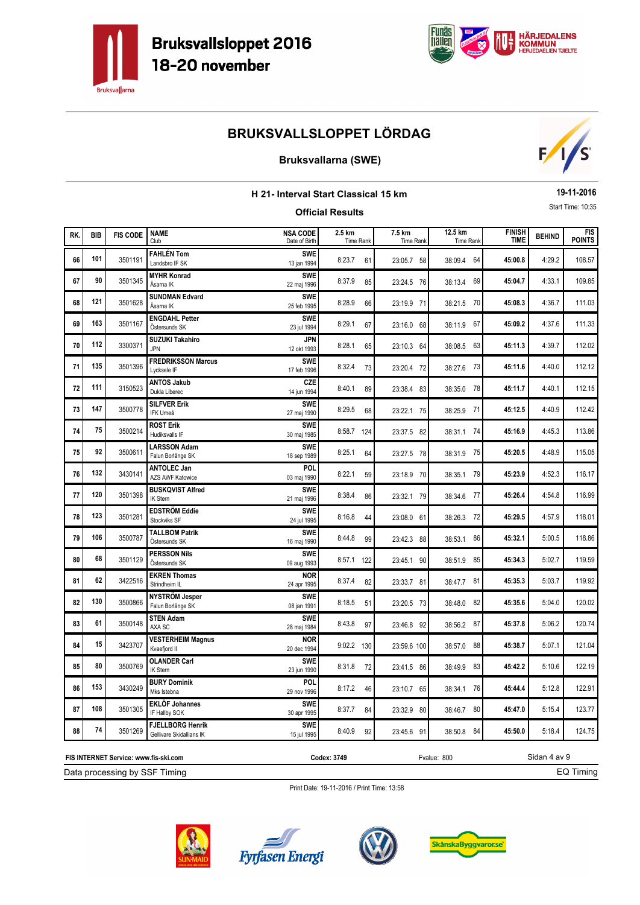# Bruksvallsloppet 2016
# 18-20 november

## BRUKSVALLSLOPPET LÖRDAG

### Bruksvallarna (SWE)

**H 21- Interval Start Classical 15 km**

**Official Results**

**19-11-2016**

Start Time: 10:35

| RK. | BIB | FIS CODE | NAME / Club | NSA CODE / Date of Birth | 2.5 km Time Rank | 7.5 km Time Rank | 12.5 km Time Rank | FINISH TIME | BEHIND | FIS POINTS |
|---|---|---|---|---|---|---|---|---|---|---|
| 66 | 101 | 3501191 | **FAHLÉN Tom** Landsbro IF SK | **SWE** 13 jan 1994 | 8:23.7 61 | 23:05.7 58 | 38:09.4 64 | **45:00.8** | 4:29.2 | 108.57 |
| 67 | 90 | 3501345 | **MYHR Konrad** Åsarna IK | **SWE** 22 maj 1996 | 8:37.9 85 | 23:24.5 76 | 38:13.4 69 | **45:04.7** | 4:33.1 | 109.85 |
| 68 | 121 | 3501628 | **SUNDMAN Edvard** Åsarna IK | **SWE** 25 feb 1995 | 8:28.9 66 | 23:19.9 71 | 38:21.5 70 | **45:08.3** | 4:36.7 | 111.03 |
| 69 | 163 | 3501167 | **ENGDAHL Petter** Östersunds SK | **SWE** 23 jul 1994 | 8:29.1 67 | 23:16.0 68 | 38:11.9 67 | **45:09.2** | 4:37.6 | 111.33 |
| 70 | 112 | 3300371 | **SUZUKI Takahiro** JPN | **JPN** 12 okt 1993 | 8:28.1 65 | 23:10.3 64 | 38:08.5 63 | **45:11.3** | 4:39.7 | 112.02 |
| 71 | 135 | 3501396 | **FREDRIKSSON Marcus** Lycksele IF | **SWE** 17 feb 1996 | 8:32.4 73 | 23:20.4 72 | 38:27.6 73 | **45:11.6** | 4:40.0 | 112.12 |
| 72 | 111 | 3150523 | **ANTOS Jakub** Dukla Liberec | **CZE** 14 jun 1994 | 8:40.1 89 | 23:38.4 83 | 38:35.0 78 | **45:11.7** | 4:40.1 | 112.15 |
| 73 | 147 | 3500778 | **SILFVER Erik** IFK Umeå | **SWE** 27 maj 1990 | 8:29.5 68 | 23:22.1 75 | 38:25.9 71 | **45:12.5** | 4:40.9 | 112.42 |
| 74 | 75 | 3500214 | **ROST Erik** Hudiksvalls IF | **SWE** 30 maj 1985 | 8:58.7 124 | 23:37.5 82 | 38:31.1 74 | **45:16.9** | 4:45.3 | 113.86 |
| 75 | 92 | 3500611 | **LARSSON Adam** Falun Borlänge SK | **SWE** 18 sep 1989 | 8:25.1 64 | 23:27.5 78 | 38:31.9 75 | **45:20.5** | 4:48.9 | 115.05 |
| 76 | 132 | 3430141 | **ANTOLEC Jan** AZS AWF Katowice | **POL** 03 maj 1990 | 8:22.1 59 | 23:18.9 70 | 38:35.1 79 | **45:23.9** | 4:52.3 | 116.17 |
| 77 | 120 | 3501398 | **BUSKQVIST Alfred** IK Stern | **SWE** 21 maj 1996 | 8:38.4 86 | 23:32.1 79 | 38:34.6 77 | **45:26.4** | 4:54.8 | 116.99 |
| 78 | 123 | 3501281 | **EDSTRÖM Eddie** Stockviks SF | **SWE** 24 jul 1995 | 8:16.8 44 | 23:08.0 61 | 38:26.3 72 | **45:29.5** | 4:57.9 | 118.01 |
| 79 | 106 | 3500787 | **TALLBOM Patrik** Östersunds SK | **SWE** 16 maj 1990 | 8:44.8 99 | 23:42.3 88 | 38:53.1 86 | **45:32.1** | 5:00.5 | 118.86 |
| 80 | 68 | 3501129 | **PERSSON Nils** Östersunds SK | **SWE** 09 aug 1993 | 8:57.1 122 | 23:45.1 90 | 38:51.9 85 | **45:34.3** | 5:02.7 | 119.59 |
| 81 | 62 | 3422516 | **EKREN Thomas** Strindheim IL | **NOR** 24 apr 1995 | 8:37.4 82 | 23:33.7 81 | 38:47.7 81 | **45:35.3** | 5:03.7 | 119.92 |
| 82 | 130 | 3500866 | **NYSTRÖM Jesper** Falun Borlänge SK | **SWE** 08 jan 1991 | 8:18.5 51 | 23:20.5 73 | 38:48.0 82 | **45:35.6** | 5:04.0 | 120.02 |
| 83 | 61 | 3500148 | **STEN Adam** AXA SC | **SWE** 28 maj 1984 | 8:43.8 97 | 23:46.8 92 | 38:56.2 87 | **45:37.8** | 5:06.2 | 120.74 |
| 84 | 15 | 3423707 | **VESTERHEIM Magnus** Kvaefjord Il | **NOR** 20 dec 1994 | 9:02.2 130 | 23:59.6 100 | 38:57.0 88 | **45:38.7** | 5:07.1 | 121.04 |
| 85 | 80 | 3500769 | **OLANDER Carl** IK Stern | **SWE** 23 jun 1990 | 8:31.8 72 | 23:41.5 86 | 38:49.9 83 | **45:42.2** | 5:10.6 | 122.19 |
| 86 | 153 | 3430249 | **BURY Dominik** Mks Istebna | **POL** 29 nov 1996 | 8:17.2 46 | 23:10.7 65 | 38:34.1 76 | **45:44.4** | 5:12.8 | 122.91 |
| 87 | 108 | 3501305 | **EKLÖF Johannes** IF Hallby SOK | **SWE** 30 apr 1995 | 8:37.7 84 | 23:32.9 80 | 38:46.7 80 | **45:47.0** | 5:15.4 | 123.77 |
| 88 | 74 | 3501269 | **FJELLBORG Henrik** Gellivare Skidallians IK | **SWE** 15 jul 1995 | 8:40.9 92 | 23:45.6 91 | 38:50.8 84 | **45:50.0** | 5:18.4 | 124.75 |

**FIS INTERNET Service: www.fis-ski.com** | **Codex: 3749** | Fvalue: 800

Data processing by SSF Timing — EQ Timing

Print Date: 19-11-2016 / Print Time: 13:58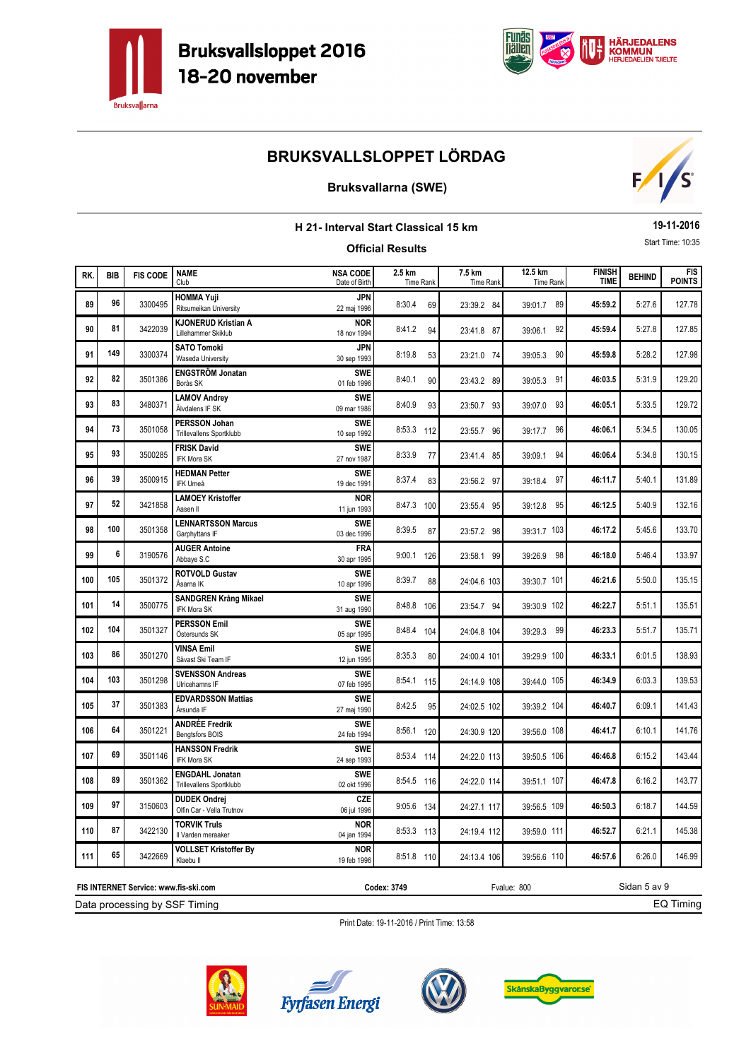# Bruksvallsloppet 2016
## 18-20 november

## BRUKSVALLSLOPPET LÖRDAG

### Bruksvallarna (SWE)

**H 21- Interval Start Classical 15 km**

**19-11-2016**

Start Time: 10:35

**Official Results**

| RK. | BIB | FIS CODE | NAME<br>Club | NSA CODE<br>Date of Birth | 2.5 km<br>Time Rank | 7.5 km<br>Time Rank | 12.5 km<br>Time Rank | FINISH TIME | BEHIND | FIS POINTS |
|---|---|---|---|---|---|---|---|---|---|---|
| 89 | 96 | 3300495 | **HOMMA Yuji**<br>Ritsumeikan University | **JPN**<br>22 maj 1996 | 8:30.4 69 | 23:39.2 84 | 39:01.7 89 | **45:59.2** | 5:27.6 | 127.78 |
| 90 | 81 | 3422039 | **KJONERUD Kristian A**<br>Lillehammer Skiklub | **NOR**<br>18 nov 1994 | 8:41.2 94 | 23:41.8 87 | 39:06.1 92 | **45:59.4** | 5:27.8 | 127.85 |
| 91 | 149 | 3300374 | **SATO Tomoki**<br>Waseda University | **JPN**<br>30 sep 1993 | 8:19.8 53 | 23:21.0 74 | 39:05.3 90 | **45:59.8** | 5:28.2 | 127.98 |
| 92 | 82 | 3501386 | **ENGSTRÖM Jonatan**<br>Borås SK | **SWE**<br>01 feb 1996 | 8:40.1 90 | 23:43.2 89 | 39:05.3 91 | **46:03.5** | 5:31.9 | 129.20 |
| 93 | 83 | 3480371 | **LAMOV Andrey**<br>Älvdalens IF SK | **SWE**<br>09 mar 1986 | 8:40.9 93 | 23:50.7 93 | 39:07.0 93 | **46:05.1** | 5:33.5 | 129.72 |
| 94 | 73 | 3501058 | **PERSSON Johan**<br>Trillevallens Sportklubb | **SWE**<br>10 sep 1992 | 8:53.3 112 | 23:55.7 96 | 39:17.7 96 | **46:06.1** | 5:34.5 | 130.05 |
| 95 | 93 | 3500285 | **FRISK David**<br>IFK Mora SK | **SWE**<br>27 nov 1987 | 8:33.9 77 | 23:41.4 85 | 39:09.1 94 | **46:06.4** | 5:34.8 | 130.15 |
| 96 | 39 | 3500915 | **HEDMAN Petter**<br>IFK Umeå | **SWE**<br>19 dec 1991 | 8:37.4 83 | 23:56.2 97 | 39:18.4 97 | **46:11.7** | 5:40.1 | 131.89 |
| 97 | 52 | 3421858 | **LAMOEY Kristoffer**<br>Aasen Il | **NOR**<br>11 jun 1993 | 8:47.3 100 | 23:55.4 95 | 39:12.8 95 | **46:12.5** | 5:40.9 | 132.16 |
| 98 | 100 | 3501358 | **LENNARTSSON Marcus**<br>Garphyttans IF | **SWE**<br>03 dec 1996 | 8:39.5 87 | 23:57.2 98 | 39:31.7 103 | **46:17.2** | 5:45.6 | 133.70 |
| 99 | 6 | 3190576 | **AUGER Antoine**<br>Abbaye S.C | **FRA**<br>30 apr 1995 | 9:00.1 126 | 23:58.1 99 | 39:26.9 98 | **46:18.0** | 5:46.4 | 133.97 |
| 100 | 105 | 3501372 | **ROTVOLD Gustav**<br>Åsarna IK | **SWE**<br>10 apr 1996 | 8:39.7 88 | 24:04.6 103 | 39:30.7 101 | **46:21.6** | 5:50.0 | 135.15 |
| 101 | 14 | 3500775 | **SANDGREN Krång Mikael**<br>IFK Mora SK | **SWE**<br>31 aug 1990 | 8:48.8 106 | 23:54.7 94 | 39:30.9 102 | **46:22.7** | 5:51.1 | 135.51 |
| 102 | 104 | 3501327 | **PERSSON Emil**<br>Östersunds SK | **SWE**<br>05 apr 1995 | 8:48.4 104 | 24:04.8 104 | 39:29.3 99 | **46:23.3** | 5:51.7 | 135.71 |
| 103 | 86 | 3501270 | **VINSA Emil**<br>Sävast Ski Team IF | **SWE**<br>12 jun 1995 | 8:35.3 80 | 24:00.4 101 | 39:29.9 100 | **46:33.1** | 6:01.5 | 138.93 |
| 104 | 103 | 3501298 | **SVENSSON Andreas**<br>Ulricehamns IF | **SWE**<br>07 feb 1995 | 8:54.1 115 | 24:14.9 108 | 39:44.0 105 | **46:34.9** | 6:03.3 | 139.53 |
| 105 | 37 | 3501383 | **EDVARDSSON Mattias**<br>Årsunda IF | **SWE**<br>27 maj 1990 | 8:42.5 95 | 24:02.5 102 | 39:39.2 104 | **46:40.7** | 6:09.1 | 141.43 |
| 106 | 64 | 3501221 | **ANDRÉE Fredrik**<br>Bengtsfors BOIS | **SWE**<br>24 feb 1994 | 8:56.1 120 | 24:30.9 120 | 39:56.0 108 | **46:41.7** | 6:10.1 | 141.76 |
| 107 | 69 | 3501146 | **HANSSON Fredrik**<br>IFK Mora SK | **SWE**<br>24 sep 1993 | 8:53.4 114 | 24:22.0 113 | 39:50.5 106 | **46:46.8** | 6:15.2 | 143.44 |
| 108 | 89 | 3501362 | **ENGDAHL Jonatan**<br>Trillevallens Sportklubb | **SWE**<br>02 okt 1996 | 8:54.5 116 | 24:22.0 114 | 39:51.1 107 | **46:47.8** | 6:16.2 | 143.77 |
| 109 | 97 | 3150603 | **DUDEK Ondrej**<br>Olfin Car - Vella Trutnov | **CZE**<br>06 jul 1996 | 9:05.6 134 | 24:27.1 117 | 39:56.5 109 | **46:50.3** | 6:18.7 | 144.59 |
| 110 | 87 | 3422130 | **TORVIK Truls**<br>Il Varden meraaker | **NOR**<br>04 jan 1994 | 8:53.3 113 | 24:19.4 112 | 39:59.0 111 | **46:52.7** | 6:21.1 | 145.38 |
| 111 | 65 | 3422669 | **VOLLSET Kristoffer By**<br>Klaebu Il | **NOR**<br>19 feb 1996 | 8:51.8 110 | 24:13.4 106 | 39:56.6 110 | **46:57.6** | 6:26.0 | 146.99 |

FIS INTERNET Service: www.fis-ski.com | Codex: 3749 | Fvalue: 800

Data processing by SSF Timing | EQ Timing

Print Date: 19-11-2016 / Print Time: 13:58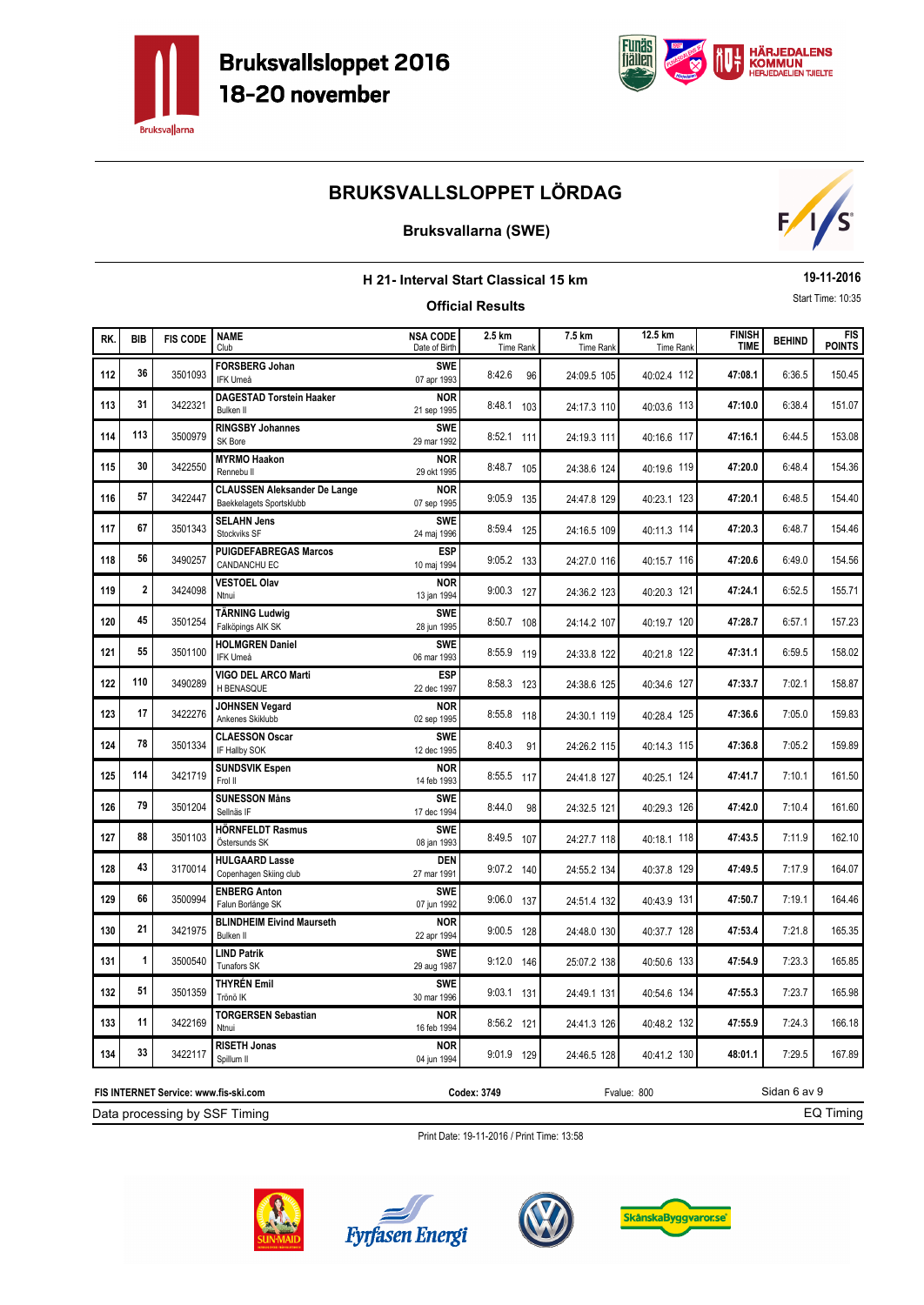Bruksvallsloppet 2016
18-20 november

# BRUKSVALLSLOPPET LÖRDAG

## Bruksvallarna (SWE)

### H 21- Interval Start Classical 15 km

**Official Results**

19-11-2016
Start Time: 10:35

| RK. | BIB | FIS CODE | NAME / Club | NSA CODE / Date of Birth | 2.5 km Time Rank | 7.5 km Time Rank | 12.5 km Time Rank | FINISH TIME | BEHIND | FIS POINTS |
|---|---|---|---|---|---|---|---|---|---|---|
| 112 | 36 | 3501093 | **FORSBERG Johan** IFK Umeå | **SWE** 07 apr 1993 | 8:42.6 96 | 24:09.5 105 | 40:02.4 112 | **47:08.1** | 6:36.5 | 150.45 |
| 113 | 31 | 3422321 | **DAGESTAD Torstein Haaker** Bulken Il | **NOR** 21 sep 1995 | 8:48.1 103 | 24:17.3 110 | 40:03.6 113 | **47:10.0** | 6:38.4 | 151.07 |
| 114 | 113 | 3500979 | **RINGSBY Johannes** SK Bore | **SWE** 29 mar 1992 | 8:52.1 111 | 24:19.3 111 | 40:16.6 117 | **47:16.1** | 6:44.5 | 153.08 |
| 115 | 30 | 3422550 | **MYRMO Haakon** Rennebu Il | **NOR** 29 okt 1995 | 8:48.7 105 | 24:38.6 124 | 40:19.6 119 | **47:20.0** | 6:48.4 | 154.36 |
| 116 | 57 | 3422447 | **CLAUSSEN Aleksander De Lange** Baekkelagets Sportsklubb | **NOR** 07 sep 1995 | 9:05.9 135 | 24:47.8 129 | 40:23.1 123 | **47:20.1** | 6:48.5 | 154.40 |
| 117 | 67 | 3501343 | **SELAHN Jens** Stockviks SF | **SWE** 24 maj 1996 | 8:59.4 125 | 24:16.5 109 | 40:11.3 114 | **47:20.3** | 6:48.7 | 154.46 |
| 118 | 56 | 3490257 | **PUIGDEFABREGAS Marcos** CANDANCHU EC | **ESP** 10 maj 1994 | 9:05.2 133 | 24:27.0 116 | 40:15.7 116 | **47:20.6** | 6:49.0 | 154.56 |
| 119 | 2 | 3424098 | **VESTOEL Olav** Ntnui | **NOR** 13 jan 1994 | 9:00.3 127 | 24:36.2 123 | 40:20.3 121 | **47:24.1** | 6:52.5 | 155.71 |
| 120 | 45 | 3501254 | **TÄRNING Ludwig** Falköpings AIK SK | **SWE** 28 jun 1995 | 8:50.7 108 | 24:14.2 107 | 40:19.7 120 | **47:28.7** | 6:57.1 | 157.23 |
| 121 | 55 | 3501100 | **HOLMGREN Daniel** IFK Umeå | **SWE** 06 mar 1993 | 8:55.9 119 | 24:33.8 122 | 40:21.8 122 | **47:31.1** | 6:59.5 | 158.02 |
| 122 | 110 | 3490289 | **VIGO DEL ARCO Marti** H BENASQUE | **ESP** 22 dec 1997 | 8:58.3 123 | 24:38.6 125 | 40:34.6 127 | **47:33.7** | 7:02.1 | 158.87 |
| 123 | 17 | 3422276 | **JOHNSEN Vegard** Ankenes Skiklubb | **NOR** 02 sep 1995 | 8:55.8 118 | 24:30.1 119 | 40:28.4 125 | **47:36.6** | 7:05.0 | 159.83 |
| 124 | 78 | 3501334 | **CLAESSON Oscar** IF Hallby SOK | **SWE** 12 dec 1995 | 8:40.3 91 | 24:26.2 115 | 40:14.3 115 | **47:36.8** | 7:05.2 | 159.89 |
| 125 | 114 | 3421719 | **SUNDSVIK Espen** Frol Il | **NOR** 14 feb 1993 | 8:55.5 117 | 24:41.8 127 | 40:25.1 124 | **47:41.7** | 7:10.1 | 161.50 |
| 126 | 79 | 3501204 | **SUNESSON Måns** Sellnäs IF | **SWE** 17 dec 1994 | 8:44.0 98 | 24:32.5 121 | 40:29.3 126 | **47:42.0** | 7:10.4 | 161.60 |
| 127 | 88 | 3501103 | **HÖRNFELDT Rasmus** Östersunds SK | **SWE** 08 jan 1993 | 8:49.5 107 | 24:27.7 118 | 40:18.1 118 | **47:43.5** | 7:11.9 | 162.10 |
| 128 | 43 | 3170014 | **HULGAARD Lasse** Copenhagen Skiing club | **DEN** 27 mar 1991 | 9:07.2 140 | 24:55.2 134 | 40:37.8 129 | **47:49.5** | 7:17.9 | 164.07 |
| 129 | 66 | 3500994 | **ENBERG Anton** Falun Borlänge SK | **SWE** 07 jun 1992 | 9:06.0 137 | 24:51.4 132 | 40:43.9 131 | **47:50.7** | 7:19.1 | 164.46 |
| 130 | 21 | 3421975 | **BLINDHEIM Eivind Maurseth** Bulken Il | **NOR** 22 apr 1994 | 9:00.5 128 | 24:48.0 130 | 40:37.7 128 | **47:53.4** | 7:21.8 | 165.35 |
| 131 | 1 | 3500540 | **LIND Patrik** Tunafors SK | **SWE** 29 aug 1987 | 9:12.0 146 | 25:07.2 138 | 40:50.6 133 | **47:54.9** | 7:23.3 | 165.85 |
| 132 | 51 | 3501359 | **THYRÉN Emil** Trönö IK | **SWE** 30 mar 1996 | 9:03.1 131 | 24:49.1 131 | 40:54.6 134 | **47:55.3** | 7:23.7 | 165.98 |
| 133 | 11 | 3422169 | **TORGERSEN Sebastian** Ntnui | **NOR** 16 feb 1994 | 8:56.2 121 | 24:41.3 126 | 40:48.2 132 | **47:55.9** | 7:24.3 | 166.18 |
| 134 | 33 | 3422117 | **RISETH Jonas** Spillum Il | **NOR** 04 jun 1994 | 9:01.9 129 | 24:46.5 128 | 40:41.2 130 | **48:01.1** | 7:29.5 | 167.89 |

**FIS INTERNET Service: www.fis-ski.com** **Codex: 3749** Fvalue: 800

Data processing by SSF Timing — EQ Timing

Print Date: 19-11-2016 / Print Time: 13:58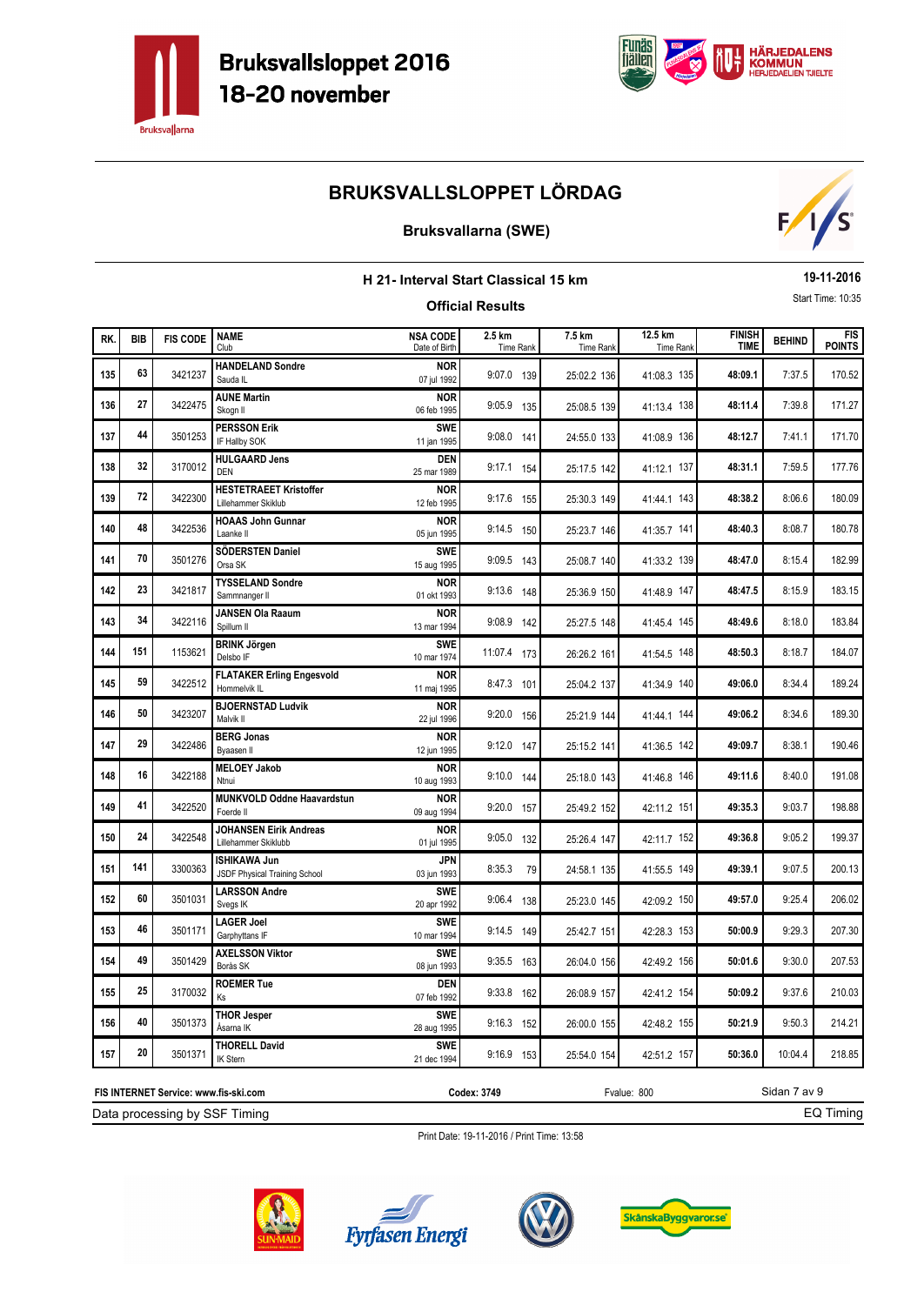# Bruksvallsloppet 2016
## 18-20 november

## BRUKSVALLSLOPPET LÖRDAG

### Bruksvallarna (SWE)

**H 21- Interval Start Classical 15 km**

**Official Results**

**19-11-2016**

Start Time: 10:35

| RK. | BIB | FIS CODE | NAME / Club | NSA CODE / Date of Birth | 2.5 km Time Rank | 7.5 km Time Rank | 12.5 km Time Rank | FINISH TIME | BEHIND | FIS POINTS |
|---|---|---|---|---|---|---|---|---|---|---|
| 135 | 63 | 3421237 | **HANDELAND Sondre** Sauda IL | **NOR** 07 jul 1992 | 9:07.0 139 | 25:02.2 136 | 41:08.3 135 | **48:09.1** | 7:37.5 | 170.52 |
| 136 | 27 | 3422475 | **AUNE Martin** Skogn Il | **NOR** 06 feb 1995 | 9:05.9 135 | 25:08.5 139 | 41:13.4 138 | **48:11.4** | 7:39.8 | 171.27 |
| 137 | 44 | 3501253 | **PERSSON Erik** IF Hallby SOK | **SWE** 11 jan 1995 | 9:08.0 141 | 24:55.0 133 | 41:08.9 136 | **48:12.7** | 7:41.1 | 171.70 |
| 138 | 32 | 3170012 | **HULGAARD Jens** DEN | **DEN** 25 mar 1989 | 9:17.1 154 | 25:17.5 142 | 41:12.1 137 | **48:31.1** | 7:59.5 | 177.76 |
| 139 | 72 | 3422300 | **HESTETRAEET Kristoffer** Lillehammer Skiklub | **NOR** 12 feb 1995 | 9:17.6 155 | 25:30.3 149 | 41:44.1 143 | **48:38.2** | 8:06.6 | 180.09 |
| 140 | 48 | 3422536 | **HOAAS John Gunnar** Laanke Il | **NOR** 05 jun 1995 | 9:14.5 150 | 25:23.7 146 | 41:35.7 141 | **48:40.3** | 8:08.7 | 180.78 |
| 141 | 70 | 3501276 | **SÖDERSTEN Daniel** Orsa SK | **SWE** 15 aug 1995 | 9:09.5 143 | 25:08.7 140 | 41:33.2 139 | **48:47.0** | 8:15.4 | 182.99 |
| 142 | 23 | 3421817 | **TYSSELAND Sondre** Sammnanger Il | **NOR** 01 okt 1993 | 9:13.6 148 | 25:36.9 150 | 41:48.9 147 | **48:47.5** | 8:15.9 | 183.15 |
| 143 | 34 | 3422116 | **JANSEN Ola Raaum** Spillum Il | **NOR** 13 mar 1994 | 9:08.9 142 | 25:27.5 148 | 41:45.4 145 | **48:49.6** | 8:18.0 | 183.84 |
| 144 | 151 | 1153621 | **BRINK Jörgen** Delsbo IF | **SWE** 10 mar 1974 | 11:07.4 173 | 26:26.2 161 | 41:54.5 148 | **48:50.3** | 8:18.7 | 184.07 |
| 145 | 59 | 3422512 | **FLATAKER Erling Engesvold** Hommelvik IL | **NOR** 11 maj 1995 | 8:47.3 101 | 25:04.2 137 | 41:34.9 140 | **49:06.0** | 8:34.4 | 189.24 |
| 146 | 50 | 3423207 | **BJOERNSTAD Ludvik** Malvik Il | **NOR** 22 jul 1996 | 9:20.0 156 | 25:21.9 144 | 41:44.1 144 | **49:06.2** | 8:34.6 | 189.30 |
| 147 | 29 | 3422486 | **BERG Jonas** Byaasen Il | **NOR** 12 jun 1995 | 9:12.0 147 | 25:15.2 141 | 41:36.5 142 | **49:09.7** | 8:38.1 | 190.46 |
| 148 | 16 | 3422188 | **MELOEY Jakob** Ntnui | **NOR** 10 aug 1993 | 9:10.0 144 | 25:18.0 143 | 41:46.8 146 | **49:11.6** | 8:40.0 | 191.08 |
| 149 | 41 | 3422520 | **MUNKVOLD Oddne Haavardstun** Foerde Il | **NOR** 09 aug 1994 | 9:20.0 157 | 25:49.2 152 | 42:11.2 151 | **49:35.3** | 9:03.7 | 198.88 |
| 150 | 24 | 3422548 | **JOHANSEN Eirik Andreas** Lillehammer Skiklubb | **NOR** 01 jul 1995 | 9:05.0 132 | 25:26.4 147 | 42:11.7 152 | **49:36.8** | 9:05.2 | 199.37 |
| 151 | 141 | 3300363 | **ISHIKAWA Jun** JSDF Physical Training School | **JPN** 03 jun 1993 | 8:35.3 79 | 24:58.1 135 | 41:55.5 149 | **49:39.1** | 9:07.5 | 200.13 |
| 152 | 60 | 3501031 | **LARSSON Andre** Svegs IK | **SWE** 20 apr 1992 | 9:06.4 138 | 25:23.0 145 | 42:09.2 150 | **49:57.0** | 9:25.4 | 206.02 |
| 153 | 46 | 3501171 | **LAGER Joel** Garphyttans IF | **SWE** 10 mar 1994 | 9:14.5 149 | 25:42.7 151 | 42:28.3 153 | **50:00.9** | 9:29.3 | 207.30 |
| 154 | 49 | 3501429 | **AXELSSON Viktor** Borås SK | **SWE** 08 jun 1993 | 9:35.5 163 | 26:04.0 156 | 42:49.2 156 | **50:01.6** | 9:30.0 | 207.53 |
| 155 | 25 | 3170032 | **ROEMER Tue** Ks | **DEN** 07 feb 1992 | 9:33.8 162 | 26:08.9 157 | 42:41.2 154 | **50:09.2** | 9:37.6 | 210.03 |
| 156 | 40 | 3501373 | **THOR Jesper** Åsarna IK | **SWE** 28 aug 1995 | 9:16.3 152 | 26:00.0 155 | 42:48.2 155 | **50:21.9** | 9:50.3 | 214.21 |
| 157 | 20 | 3501371 | **THORELL David** IK Stern | **SWE** 21 dec 1994 | 9:16.9 153 | 25:54.0 154 | 42:51.2 157 | **50:36.0** | 10:04.4 | 218.85 |

**FIS INTERNET Service: www.fis-ski.com** **Codex: 3749** Fvalue: 800

Data processing by SSF Timing — EQ Timing

Print Date: 19-11-2016 / Print Time: 13:58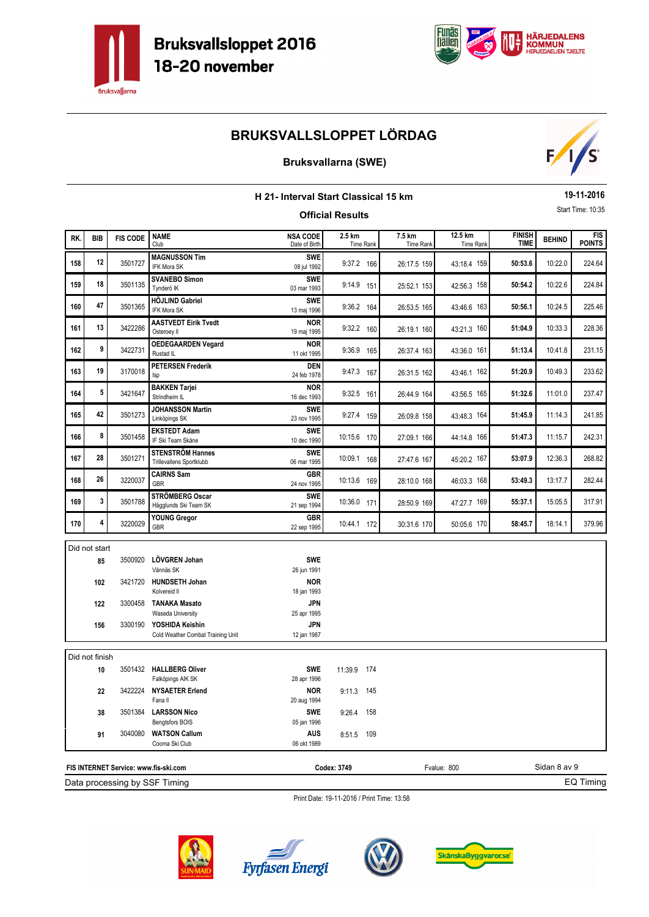Bruksvallsloppet 2016
18-20 november

# BRUKSVALLSLOPPET LÖRDAG

## Bruksvallarna (SWE)

### H 21- Interval Start Classical 15 km

**Official Results**

19-11-2016
Start Time: 10:35

| RK. | BIB | FIS CODE | NAME / Club | NSA CODE / Date of Birth | 2.5 km Time Rank | 7.5 km Time Rank | 12.5 km Time Rank | FINISH TIME | BEHIND | FIS POINTS |
|---|---|---|---|---|---|---|---|---|---|---|
| 158 | 12 | 3501727 | **MAGNUSSON Tim** IFK Mora SK | **SWE** 08 jul 1992 | 9:37.2 166 | 26:17.5 159 | 43:18.4 159 | **50:53.6** | 10:22.0 | 224.64 |
| 159 | 18 | 3501135 | **SVANEBO Simon** Tynderö IK | **SWE** 03 mar 1993 | 9:14.9 151 | 25:52.1 153 | 42:56.3 158 | **50:54.2** | 10:22.6 | 224.84 |
| 160 | 47 | 3501365 | **HÖJLIND Gabriel** IFK Mora SK | **SWE** 13 maj 1996 | 9:36.2 164 | 26:53.5 165 | 43:46.6 163 | **50:56.1** | 10:24.5 | 225.46 |
| 161 | 13 | 3422286 | **AASTVEDT Eirik Tvedt** Osteroey Il | **NOR** 19 maj 1995 | 9:32.2 160 | 26:19.1 160 | 43:21.3 160 | **51:04.9** | 10:33.3 | 228.36 |
| 162 | 9 | 3422731 | **OEDEGAARDEN Vegard** Rustad IL | **NOR** 11 okt 1995 | 9:36.9 165 | 26:37.4 163 | 43:36.0 161 | **51:13.4** | 10:41.8 | 231.15 |
| 163 | 19 | 3170018 | **PETERSEN Frederik** Isp | **DEN** 24 feb 1978 | 9:47.3 167 | 26:31.5 162 | 43:46.1 162 | **51:20.9** | 10:49.3 | 233.62 |
| 164 | 5 | 3421647 | **BAKKEN Tarjei** Strindheim IL | **NOR** 16 dec 1993 | 9:32.5 161 | 26:44.9 164 | 43:56.5 165 | **51:32.6** | 11:01.0 | 237.47 |
| 165 | 42 | 3501273 | **JOHANSSON Martin** Linköpings SK | **SWE** 23 nov 1995 | 9:27.4 159 | 26:09.8 158 | 43:48.3 164 | **51:45.9** | 11:14.3 | 241.85 |
| 166 | 8 | 3501458 | **EKSTEDT Adam** IF Ski Team Skåne | **SWE** 10 dec 1990 | 10:15.6 170 | 27:09.1 166 | 44:14.8 166 | **51:47.3** | 11:15.7 | 242.31 |
| 167 | 28 | 3501271 | **STENSTRÖM Hannes** Trillevallens Sportklubb | **SWE** 06 mar 1995 | 10:09.1 168 | 27:47.6 167 | 45:20.2 167 | **53:07.9** | 12:36.3 | 268.82 |
| 168 | 26 | 3220037 | **CAIRNS Sam** GBR | **GBR** 24 nov 1995 | 10:13.6 169 | 28:10.0 168 | 46:03.3 168 | **53:49.3** | 13:17.7 | 282.44 |
| 169 | 3 | 3501788 | **STRÖMBERG Oscar** Hägglunds Ski Team SK | **SWE** 21 sep 1994 | 10:36.0 171 | 28:50.9 169 | 47:27.7 169 | **55:37.1** | 15:05.5 | 317.91 |
| 170 | 4 | 3220029 | **YOUNG Gregor** GBR | **GBR** 22 sep 1995 | 10:44.1 172 | 30:31.6 170 | 50:05.6 170 | **58:45.7** | 18:14.1 | 379.96 |

**Did not start**

| BIB | FIS CODE | NAME / Club | NSA CODE / Date of Birth |
|---|---|---|---|
| 85 | 3500920 | **LÖVGREN Johan** Vännäs SK | **SWE** 26 jun 1991 |
| 102 | 3421720 | **HUNDSETH Johan** Kolvereid Il | **NOR** 18 jan 1993 |
| 122 | 3300458 | **TANAKA Masato** Waseda University | **JPN** 25 apr 1995 |
| 156 | 3300190 | **YOSHIDA Keishin** Cold Weather Combat Training Unit | **JPN** 12 jan 1987 |

**Did not finish**

| BIB | FIS CODE | NAME / Club | NSA CODE / Date of Birth | 2.5 km Time Rank |
|---|---|---|---|---|
| 10 | 3501432 | **HALLBERG Oliver** Falköpings AIK SK | **SWE** 28 apr 1996 | 11:39.9 174 |
| 22 | 3422224 | **NYSAETER Erlend** Fana Il | **NOR** 20 aug 1994 | 9:11.3 145 |
| 38 | 3501384 | **LARSSON Nico** Bengtsfors BOIS | **SWE** 05 jan 1996 | 9:26.4 158 |
| 91 | 3040080 | **WATSON Callum** Cooma Ski Club | **AUS** 06 okt 1989 | 8:51.5 109 |

FIS INTERNET Service: www.fis-ski.com | Codex: 3749 | Fvalue: 800

Data processing by SSF Timing | EQ Timing

Print Date: 19-11-2016 / Print Time: 13:58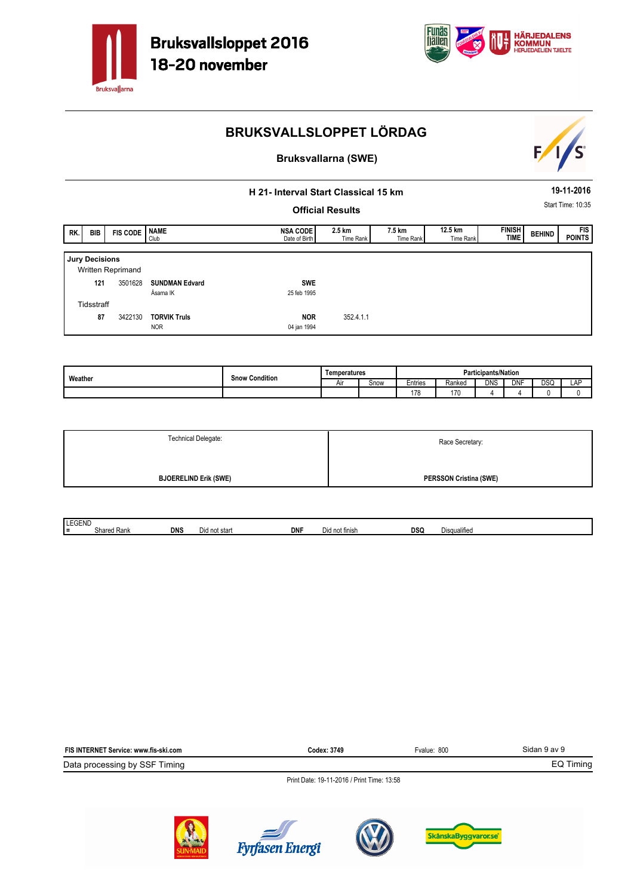# Bruksvallsloppet 2016
# 18-20 november

## BRUKSVALLSLOPPET LÖRDAG

### Bruksvallarna (SWE)

**H 21- Interval Start Classical 15 km**

**19-11-2016**

**Official Results**

Start Time: 10:35

| RK. | BIB | FIS CODE | NAME<br>Club | NSA CODE<br>Date of Birth | 2.5 km<br>Time Rank | 7.5 km<br>Time Rank | 12.5 km<br>Time Rank | FINISH TIME | BEHIND | FIS POINTS |
|---|---|---|---|---|---|---|---|---|---|---|
| **Jury Decisions** | | | | | | | | | | |
| Written Reprimand | | | | | | | | | | |
| | 121 | 3501628 | **SUNDMAN Edvard**<br>Åsarna IK | **SWE**<br>25 feb 1995 | | | | | | |
| Tidsstraff | | | | | | | | | | |
| | 87 | 3422130 | **TORVIK Truls**<br>NOR | **NOR**<br>04 jan 1994 | 352.4.1.1 | | | | | |

| Weather | Snow Condition | Temperatures | | Participants/Nation | | | | | |
|---|---|---|---|---|---|---|---|---|---|
| | | Air | Snow | Entries | Ranked | DNS | DNF | DSQ | LAP |
| | | | | 178 | 170 | 4 | 4 | 0 | 0 |

| Technical Delegate: | Race Secretary: |
|---|---|
| **BJOERELIND Erik (SWE)** | **PERSSON Cristina (SWE)** |

| LEGEND | | | | | | | |
|---|---|---|---|---|---|---|---|
| = | Shared Rank | **DNS** | Did not start | **DNF** | Did not finish | **DSQ** | Disqualified |

**FIS INTERNET Service: www.fis-ski.com** | **Codex: 3749** | Fvalue: 800

Data processing by SSF Timing | EQ Timing

Print Date: 19-11-2016 / Print Time: 13:58